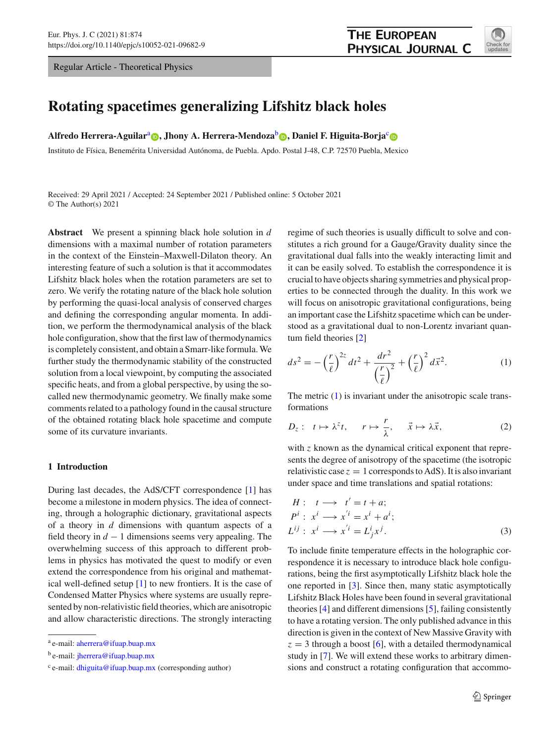Regular Article - Theoretical Physics

# Rotating spacetimes generalizing Lifshitz black holes

**Alfredo Herrera-Aguilar**[a], **Jhony A. Herrera-Mendoza**[b], **Daniel F. Higuita-Borja**[c]

Instituto de Física, Benemérita Universidad Autónoma, de Puebla. Apdo. Postal J-48, C.P. 72570 Puebla, Mexico

Received: 29 April 2021 / Accepted: 24 September 2021 / Published online: 5 October 2021
© The Author(s) 2021

**Abstract** We present a spinning black hole solution in $d$ dimensions with a maximal number of rotation parameters in the context of the Einstein–Maxwell-Dilaton theory. An interesting feature of such a solution is that it accommodates Lifshitz black holes when the rotation parameters are set to zero. We verify the rotating nature of the black hole solution by performing the quasi-local analysis of conserved charges and defining the corresponding angular momenta. In addition, we perform the thermodynamical analysis of the black hole configuration, show that the first law of thermodynamics is completely consistent, and obtain a Smarr-like formula. We further study the thermodynamic stability of the constructed solution from a local viewpoint, by computing the associated specific heats, and from a global perspective, by using the so-called new thermodynamic geometry. We finally make some comments related to a pathology found in the causal structure of the obtained rotating black hole spacetime and compute some of its curvature invariants.

## 1 Introduction

During last decades, the AdS/CFT correspondence [1] has become a milestone in modern physics. The idea of connecting, through a holographic dictionary, gravitational aspects of a theory in $d$ dimensions with quantum aspects of a field theory in $d-1$ dimensions seems very appealing. The overwhelming success of this approach to different problems in physics has motivated the quest to modify or even extend the correspondence from his original and mathematical well-defined setup [1] to new frontiers. It is the case of Condensed Matter Physics where systems are usually represented by non-relativistic field theories, which are anisotropic and allow characteristic directions. The strongly interacting regime of such theories is usually difficult to solve and constitutes a rich ground for a Gauge/Gravity duality since the gravitational dual falls into the weakly interacting limit and it can be easily solved. To establish the correspondence it is crucial to have objects sharing symmetries and physical properties to be connected through the duality. In this work we will focus on anisotropic gravitational configurations, being an important case the Lifshitz spacetime which can be understood as a gravitational dual to non-Lorentz invariant quantum field theories [2]

$$ds^2 = -\left(\frac{r}{\ell}\right)^{2z} dt^2 + \frac{dr^2}{\left(\frac{r}{\ell}\right)^2} + \left(\frac{r}{\ell}\right)^2 d\vec{x}^2. \tag{1}$$

The metric (1) is invariant under the anisotropic scale transformations

$$D_z: \quad t \mapsto \lambda^z t, \qquad r \mapsto \frac{r}{\lambda}, \qquad \vec{x} \mapsto \lambda \vec{x}, \tag{2}$$

with $z$ known as the dynamical critical exponent that represents the degree of anisotropy of the spacetime (the isotropic relativistic case $z = 1$ corresponds to AdS). It is also invariant under space and time translations and spatial rotations:

$$\begin{aligned} H &: \quad t \longrightarrow t' = t + a; \\ P^i &: \quad x^i \longrightarrow x'^i = x^i + a^i; \\ L^{ij} &: \quad x^i \longrightarrow x'^i = L^i_j x^j. \end{aligned} \tag{3}$$

To include finite temperature effects in the holographic correspondence it is necessary to introduce black hole configurations, being the first asymptotically Lifshitz black hole the one reported in [3]. Since then, many static asymptotically Lifshitz Black Holes have been found in several gravitational theories [4] and different dimensions [5], failing consistently to have a rotating version. The only published advance in this direction is given in the context of New Massive Gravity with $z = 3$ through a boost [6], with a detailed thermodynamical study in [7]. We will extend these works to arbitrary dimensions and construct a rotating configuration that accommo-

---

[a] e-mail: aherrera@ifuap.buap.mx

[b] e-mail: jherrera@ifuap.buap.mx

[c] e-mail: dhiguita@ifuap.buap.mx (corresponding author)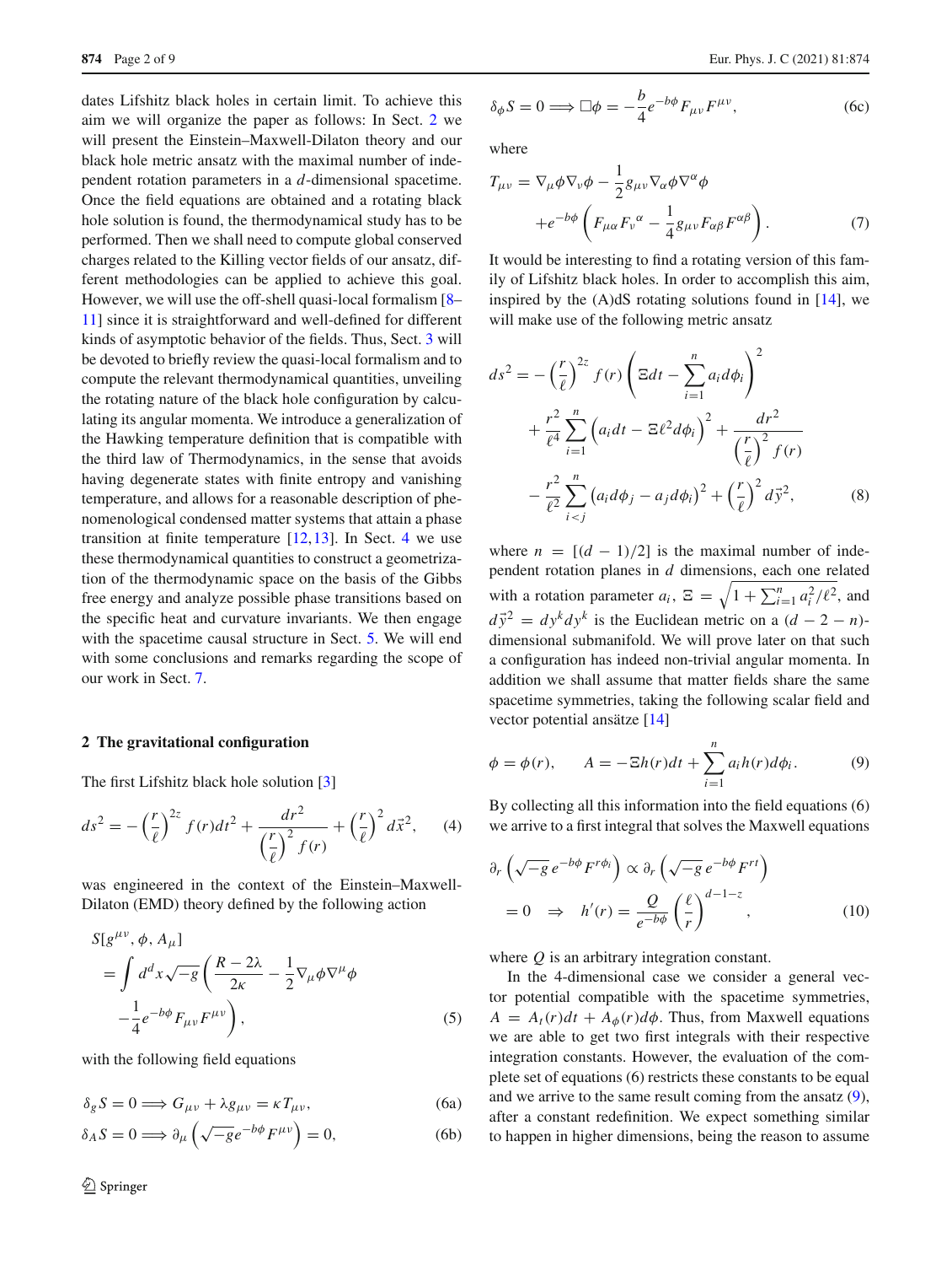dates Lifshitz black holes in certain limit. To achieve this aim we will organize the paper as follows: In Sect. 2 we will present the Einstein–Maxwell-Dilaton theory and our black hole metric ansatz with the maximal number of independent rotation parameters in a $d$-dimensional spacetime. Once the field equations are obtained and a rotating black hole solution is found, the thermodynamical study has to be performed. Then we shall need to compute global conserved charges related to the Killing vector fields of our ansatz, different methodologies can be applied to achieve this goal. However, we will use the off-shell quasi-local formalism [8–11] since it is straightforward and well-defined for different kinds of asymptotic behavior of the fields. Thus, Sect. 3 will be devoted to briefly review the quasi-local formalism and to compute the relevant thermodynamical quantities, unveiling the rotating nature of the black hole configuration by calculating its angular momenta. We introduce a generalization of the Hawking temperature definition that is compatible with the third law of Thermodynamics, in the sense that avoids having degenerate states with finite entropy and vanishing temperature, and allows for a reasonable description of phenomenological condensed matter systems that attain a phase transition at finite temperature [12,13]. In Sect. 4 we use these thermodynamical quantities to construct a geometrization of the thermodynamic space on the basis of the Gibbs free energy and analyze possible phase transitions based on the specific heat and curvature invariants. We then engage with the spacetime causal structure in Sect. 5. We will end with some conclusions and remarks regarding the scope of our work in Sect. 7.

## 2 The gravitational configuration

The first Lifshitz black hole solution [3]

$$ds^2 = -\left(\frac{r}{\ell}\right)^{2z} f(r)dt^2 + \frac{dr^2}{\left(\frac{r}{\ell}\right)^2 f(r)} + \left(\frac{r}{\ell}\right)^2 d\vec{x}^2, \tag{4}$$

was engineered in the context of the Einstein–Maxwell-Dilaton (EMD) theory defined by the following action

$$S[g^{\mu\nu}, \phi, A_\mu] = \int d^dx\sqrt{-g}\left(\frac{R-2\lambda}{2\kappa} - \frac{1}{2}\nabla_\mu\phi\nabla^\mu\phi - \frac{1}{4}e^{-b\phi}F_{\mu\nu}F^{\mu\nu}\right), \tag{5}$$

with the following field equations

$$\delta_g S = 0 \Longrightarrow G_{\mu\nu} + \lambda g_{\mu\nu} = \kappa T_{\mu\nu}, \tag{6a}$$

$$\delta_A S = 0 \Longrightarrow \partial_\mu\left(\sqrt{-g}e^{-b\phi}F^{\mu\nu}\right) = 0, \tag{6b}$$

$$\delta_\phi S = 0 \Longrightarrow \Box\phi = -\frac{b}{4}e^{-b\phi}F_{\mu\nu}F^{\mu\nu}, \tag{6c}$$

where

$$T_{\mu\nu} = \nabla_\mu\phi\nabla_\nu\phi - \frac{1}{2}g_{\mu\nu}\nabla_\alpha\phi\nabla^\alpha\phi + e^{-b\phi}\left(F_{\mu\alpha}F_\nu{}^\alpha - \frac{1}{4}g_{\mu\nu}F_{\alpha\beta}F^{\alpha\beta}\right). \tag{7}$$

It would be interesting to find a rotating version of this family of Lifshitz black holes. In order to accomplish this aim, inspired by the (A)dS rotating solutions found in [14], we will make use of the following metric ansatz

$$\begin{aligned} ds^2 = &-\left(\frac{r}{\ell}\right)^{2z} f(r)\left(\Xi dt - \sum_{i=1}^n a_i d\phi_i\right)^2 \\ &+ \frac{r^2}{\ell^4}\sum_{i=1}^n\left(a_i dt - \Xi\ell^2 d\phi_i\right)^2 + \frac{dr^2}{\left(\frac{r}{\ell}\right)^2 f(r)} \\ &- \frac{r^2}{\ell^2}\sum_{i<j}^n\left(a_i d\phi_j - a_j d\phi_i\right)^2 + \left(\frac{r}{\ell}\right)^2 d\vec{y}^2, \end{aligned} \tag{8}$$

where $n = [(d-1)/2]$ is the maximal number of independent rotation planes in $d$ dimensions, each one related with a rotation parameter $a_i$, $\Xi = \sqrt{1 + \sum_{i=1}^n a_i^2/\ell^2}$, and $d\vec{y}^2 = dy^k dy^k$ is the Euclidean metric on a $(d-2-n)$-dimensional submanifold. We will prove later on that such a configuration has indeed non-trivial angular momenta. In addition we shall assume that matter fields share the same spacetime symmetries, taking the following scalar field and vector potential ansätze [14]

$$\phi = \phi(r), \qquad A = -\Xi h(r)dt + \sum_{i=1}^n a_i h(r)d\phi_i. \tag{9}$$

By collecting all this information into the field equations (6) we arrive to a first integral that solves the Maxwell equations

$$\partial_r\left(\sqrt{-g}\,e^{-b\phi}F^{r\phi_i}\right) \propto \partial_r\left(\sqrt{-g}\,e^{-b\phi}F^{rt}\right) = 0 \quad\Rightarrow\quad h'(r) = \frac{Q}{e^{-b\phi}}\left(\frac{\ell}{r}\right)^{d-1-z}, \tag{10}$$

where $Q$ is an arbitrary integration constant.

In the 4-dimensional case we consider a general vector potential compatible with the spacetime symmetries, $A = A_t(r)dt + A_\phi(r)d\phi$. Thus, from Maxwell equations we are able to get two first integrals with their respective integration constants. However, the evaluation of the complete set of equations (6) restricts these constants to be equal and we arrive to the same result coming from the ansatz (9), after a constant redefinition. We expect something similar to happen in higher dimensions, being the reason to assume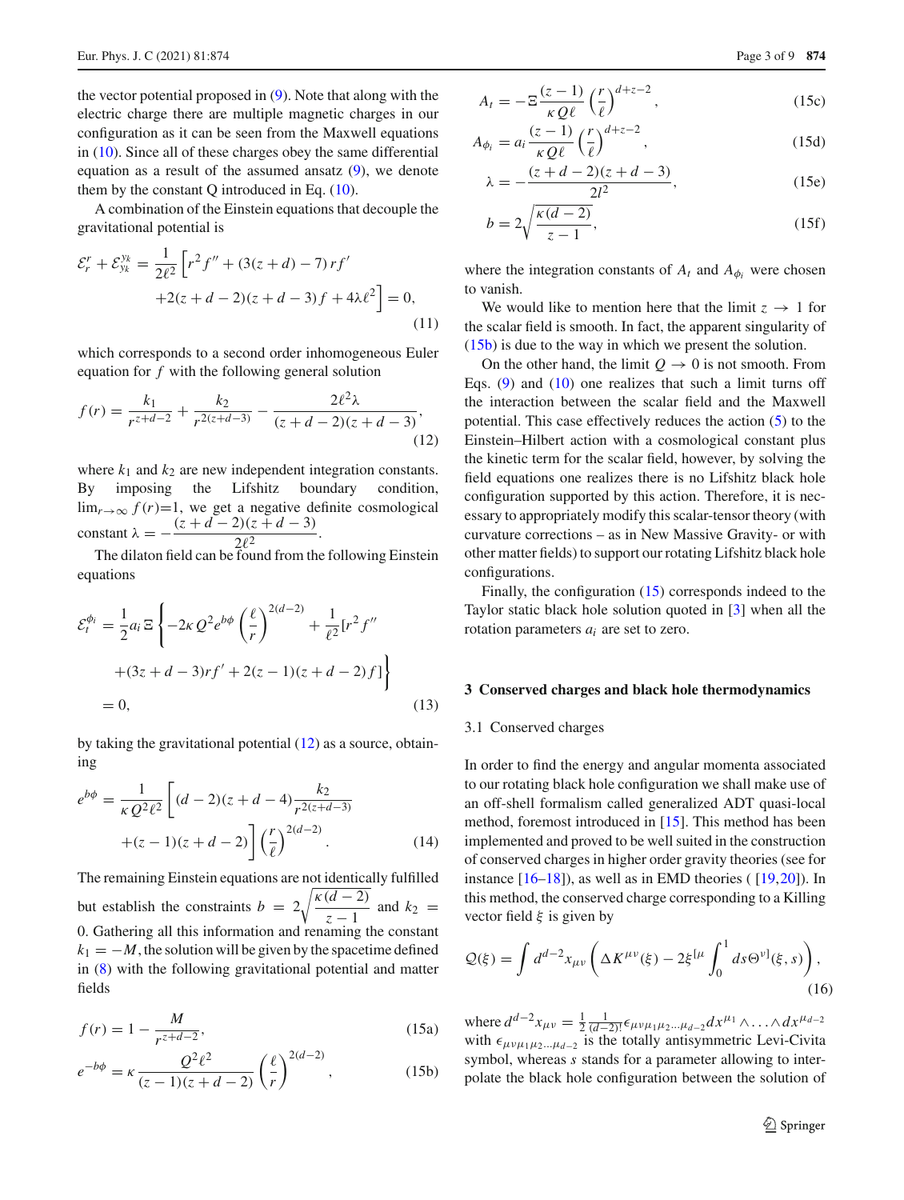the vector potential proposed in (9). Note that along with the electric charge there are multiple magnetic charges in our configuration as it can be seen from the Maxwell equations in (10). Since all of these charges obey the same differential equation as a result of the assumed ansatz (9), we denote them by the constant Q introduced in Eq. (10).

A combination of the Einstein equations that decouple the gravitational potential is

$$\mathcal{E}_r^r + \mathcal{E}_{y_k}^{y_k} = \frac{1}{2\ell^2}\Big[r^2 f'' + (3(z+d)-7)\, r f' + 2(z+d-2)(z+d-3) f + 4\lambda\ell^2\Big] = 0, \tag{11}$$

which corresponds to a second order inhomogeneous Euler equation for $f$ with the following general solution

$$f(r) = \frac{k_1}{r^{z+d-2}} + \frac{k_2}{r^{2(z+d-3)}} - \frac{2\ell^2\lambda}{(z+d-2)(z+d-3)}, \tag{12}$$

where $k_1$ and $k_2$ are new independent integration constants. By imposing the Lifshitz boundary condition, $\lim_{r\to\infty} f(r)$=1, we get a negative definite cosmological constant $\lambda = -\frac{(z+d-2)(z+d-3)}{2\ell^2}$.

The dilaton field can be found from the following Einstein equations

$$\mathcal{E}_t^{\phi_i} = \frac{1}{2}a_i\,\Xi\left\{-2\kappa Q^2 e^{b\phi}\left(\frac{\ell}{r}\right)^{2(d-2)} + \frac{1}{\ell^2}[r^2 f'' + (3z+d-3)rf' + 2(z-1)(z+d-2)f]\right\} = 0, \tag{13}$$

by taking the gravitational potential (12) as a source, obtaining

$$e^{b\phi} = \frac{1}{\kappa Q^2\ell^2}\left[(d-2)(z+d-4)\frac{k_2}{r^{2(z+d-3)}} + (z-1)(z+d-2)\right]\left(\frac{r}{\ell}\right)^{2(d-2)}. \tag{14}$$

The remaining Einstein equations are not identically fulfilled but establish the constraints $b = 2\sqrt{\frac{\kappa(d-2)}{z-1}}$ and $k_2 = 0$. Gathering all this information and renaming the constant $k_1 = -M$, the solution will be given by the spacetime defined in (8) with the following gravitational potential and matter fields

$$f(r) = 1 - \frac{M}{r^{z+d-2}}, \tag{15a}$$

$$e^{-b\phi} = \kappa\frac{Q^2\ell^2}{(z-1)(z+d-2)}\left(\frac{\ell}{r}\right)^{2(d-2)}, \tag{15b}$$

$$A_t = -\Xi\frac{(z-1)}{\kappa Q\ell}\left(\frac{r}{\ell}\right)^{d+z-2}, \tag{15c}$$

$$A_{\phi_i} = a_i\frac{(z-1)}{\kappa Q\ell}\left(\frac{r}{\ell}\right)^{d+z-2}, \tag{15d}$$

$$\lambda = -\frac{(z+d-2)(z+d-3)}{2l^2}, \tag{15e}$$

$$b = 2\sqrt{\frac{\kappa(d-2)}{z-1}}, \tag{15f}$$

where the integration constants of $A_t$ and $A_{\phi_i}$ were chosen to vanish.

We would like to mention here that the limit $z \to 1$ for the scalar field is smooth. In fact, the apparent singularity of (15b) is due to the way in which we present the solution.

On the other hand, the limit $Q \to 0$ is not smooth. From Eqs. (9) and (10) one realizes that such a limit turns off the interaction between the scalar field and the Maxwell potential. This case effectively reduces the action (5) to the Einstein–Hilbert action with a cosmological constant plus the kinetic term for the scalar field, however, by solving the field equations one realizes there is no Lifshitz black hole configuration supported by this action. Therefore, it is necessary to appropriately modify this scalar-tensor theory (with curvature corrections – as in New Massive Gravity- or with other matter fields) to support our rotating Lifshitz black hole configurations.

Finally, the configuration (15) corresponds indeed to the Taylor static black hole solution quoted in [3] when all the rotation parameters $a_i$ are set to zero.

## 3 Conserved charges and black hole thermodynamics

### 3.1 Conserved charges

In order to find the energy and angular momenta associated to our rotating black hole configuration we shall make use of an off-shell formalism called generalized ADT quasi-local method, foremost introduced in [15]. This method has been implemented and proved to be well suited in the construction of conserved charges in higher order gravity theories (see for instance [16–18]), as well as in EMD theories ( [19,20]). In this method, the conserved charge corresponding to a Killing vector field $\xi$ is given by

$$\mathcal{Q}(\xi) = \int d^{d-2}x_{\mu\nu}\left(\Delta K^{\mu\nu}(\xi) - 2\xi^{[\mu}\int_0^1 ds\,\Theta^{\nu]}(\xi,s)\right), \tag{16}$$

where $d^{d-2}x_{\mu\nu} = \frac{1}{2}\frac{1}{(d-2)!}\epsilon_{\mu\nu\mu_1\mu_2\ldots\mu_{d-2}}dx^{\mu_1}\wedge\ldots\wedge dx^{\mu_{d-2}}$ with $\epsilon_{\mu\nu\mu_1\mu_2\ldots\mu_{d-2}}$ is the totally antisymmetric Levi-Civita symbol, whereas $s$ stands for a parameter allowing to interpolate the black hole configuration between the solution of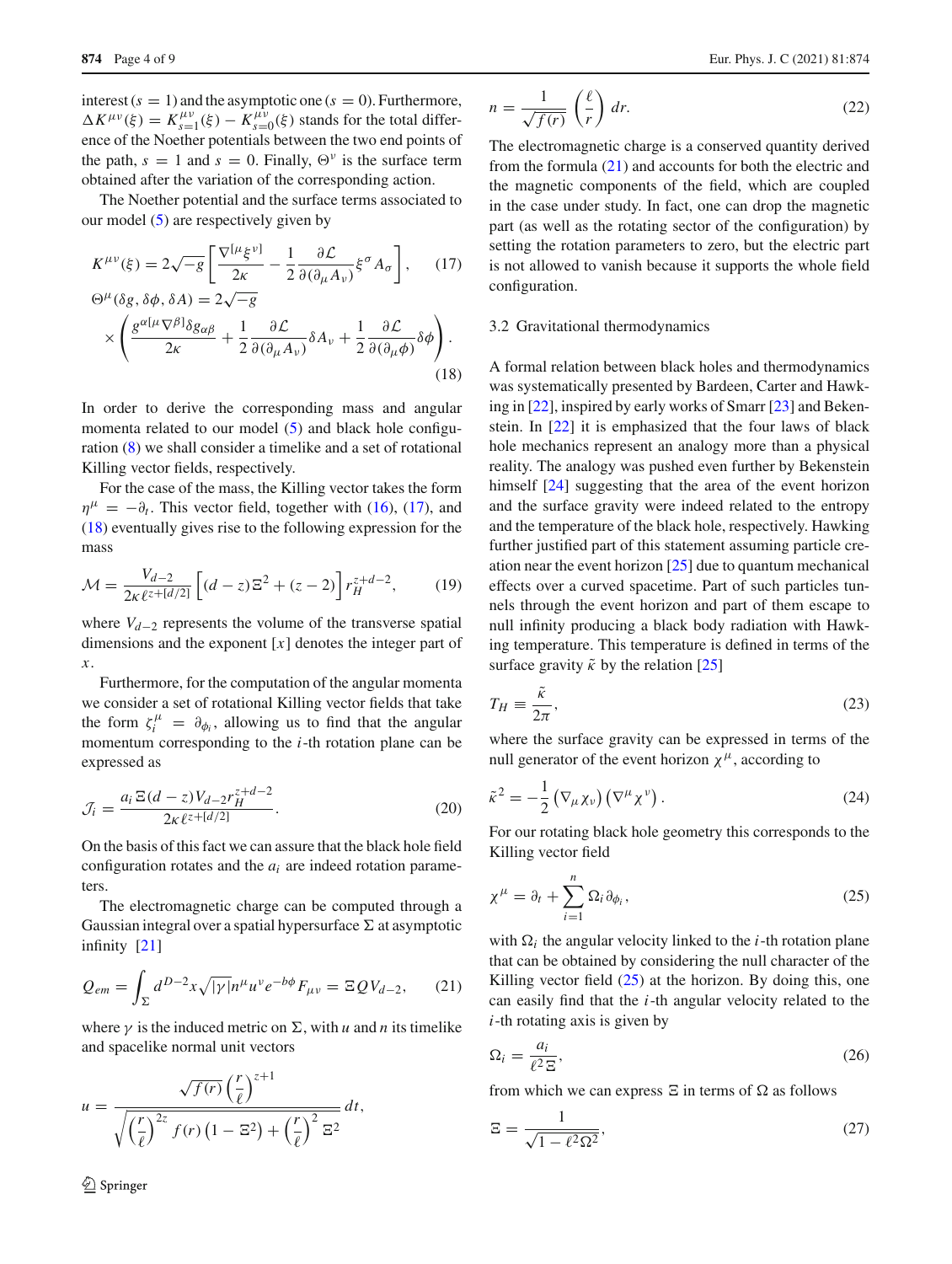interest ($s = 1$) and the asymptotic one ($s = 0$). Furthermore, $\Delta K^{\mu\nu}(\xi) = K^{\mu\nu}_{s=1}(\xi) - K^{\mu\nu}_{s=0}(\xi)$ stands for the total difference of the Noether potentials between the two end points of the path, $s = 1$ and $s = 0$. Finally, $\Theta^{\nu}$ is the surface term obtained after the variation of the corresponding action.

The Noether potential and the surface terms associated to our model (5) are respectively given by

$$K^{\mu\nu}(\xi) = 2\sqrt{-g}\left[\frac{\nabla^{[\mu}\xi^{\nu]}}{2\kappa} - \frac{1}{2}\frac{\partial\mathcal{L}}{\partial(\partial_\mu A_\nu)}\xi^\sigma A_\sigma\right], \tag{17}$$

$$\Theta^{\mu}(\delta g, \delta\phi, \delta A) = 2\sqrt{-g} \times \left(\frac{g^{\alpha[\mu}\nabla^{\beta]}\delta g_{\alpha\beta}}{2\kappa} + \frac{1}{2}\frac{\partial\mathcal{L}}{\partial(\partial_\mu A_\nu)}\delta A_\nu + \frac{1}{2}\frac{\partial\mathcal{L}}{\partial(\partial_\mu\phi)}\delta\phi\right). \tag{18}$$

In order to derive the corresponding mass and angular momenta related to our model (5) and black hole configuration (8) we shall consider a timelike and a set of rotational Killing vector fields, respectively.

For the case of the mass, the Killing vector takes the form $\eta^\mu = -\partial_t$. This vector field, together with (16), (17), and (18) eventually gives rise to the following expression for the mass

$$\mathcal{M} = \frac{V_{d-2}}{2\kappa\,\ell^{z+[d/2]}}\Big[(d-z)\,\Xi^2 + (z-2)\Big]\,r_H^{z+d-2}, \tag{19}$$

where $V_{d-2}$ represents the volume of the transverse spatial dimensions and the exponent $[x]$ denotes the integer part of $x$.

Furthermore, for the computation of the angular momenta we consider a set of rotational Killing vector fields that take the form $\zeta_i^\mu = \partial_{\phi_i}$, allowing us to find that the angular momentum corresponding to the $i$-th rotation plane can be expressed as

$$\mathcal{J}_i = \frac{a_i\,\Xi\,(d-z)V_{d-2}r_H^{z+d-2}}{2\kappa\,\ell^{z+[d/2]}}. \tag{20}$$

On the basis of this fact we can assure that the black hole field configuration rotates and the $a_i$ are indeed rotation parameters.

The electromagnetic charge can be computed through a Gaussian integral over a spatial hypersurface $\Sigma$ at asymptotic infinity [21]

$$Q_{em} = \int_\Sigma d^{D-2}x\sqrt{|\gamma|}\,n^\mu u^\nu e^{-b\phi}F_{\mu\nu} = \Xi\,Q\,V_{d-2}, \tag{21}$$

where $\gamma$ is the induced metric on $\Sigma$, with $u$ and $n$ its timelike and spacelike normal unit vectors

$$u = \frac{\sqrt{f(r)}\left(\frac{r}{\ell}\right)^{z+1}}{\sqrt{\left(\frac{r}{\ell}\right)^{2z} f(r)\left(1-\Xi^2\right) + \left(\frac{r}{\ell}\right)^2 \Xi^2}}\,dt,$$

$$n = \frac{1}{\sqrt{f(r)}}\left(\frac{\ell}{r}\right)dr. \tag{22}$$

The electromagnetic charge is a conserved quantity derived from the formula (21) and accounts for both the electric and the magnetic components of the field, which are coupled in the case under study. In fact, one can drop the magnetic part (as well as the rotating sector of the configuration) by setting the rotation parameters to zero, but the electric part is not allowed to vanish because it supports the whole field configuration.

### 3.2 Gravitational thermodynamics

A formal relation between black holes and thermodynamics was systematically presented by Bardeen, Carter and Hawking in [22], inspired by early works of Smarr [23] and Bekenstein. In [22] it is emphasized that the four laws of black hole mechanics represent an analogy more than a physical reality. The analogy was pushed even further by Bekenstein himself [24] suggesting that the area of the event horizon and the surface gravity were indeed related to the entropy and the temperature of the black hole, respectively. Hawking further justified part of this statement assuming particle creation near the event horizon [25] due to quantum mechanical effects over a curved spacetime. Part of such particles tunnels through the event horizon and part of them escape to null infinity producing a black body radiation with Hawking temperature. This temperature is defined in terms of the surface gravity $\tilde{\kappa}$ by the relation [25]

$$T_H \equiv \frac{\tilde{\kappa}}{2\pi}, \tag{23}$$

where the surface gravity can be expressed in terms of the null generator of the event horizon $\chi^\mu$, according to

$$\tilde{\kappa}^2 = -\frac{1}{2}\left(\nabla_\mu\chi_\nu\right)\left(\nabla^\mu\chi^\nu\right). \tag{24}$$

For our rotating black hole geometry this corresponds to the Killing vector field

$$\chi^\mu = \partial_t + \sum_{i=1}^{n}\Omega_i\partial_{\phi_i}, \tag{25}$$

with $\Omega_i$ the angular velocity linked to the $i$-th rotation plane that can be obtained by considering the null character of the Killing vector field (25) at the horizon. By doing this, one can easily find that the $i$-th angular velocity related to the $i$-th rotating axis is given by

$$\Omega_i = \frac{a_i}{\ell^2\,\Xi}, \tag{26}$$

from which we can express $\Xi$ in terms of $\Omega$ as follows

$$\Xi = \frac{1}{\sqrt{1-\ell^2\Omega^2}}, \tag{27}$$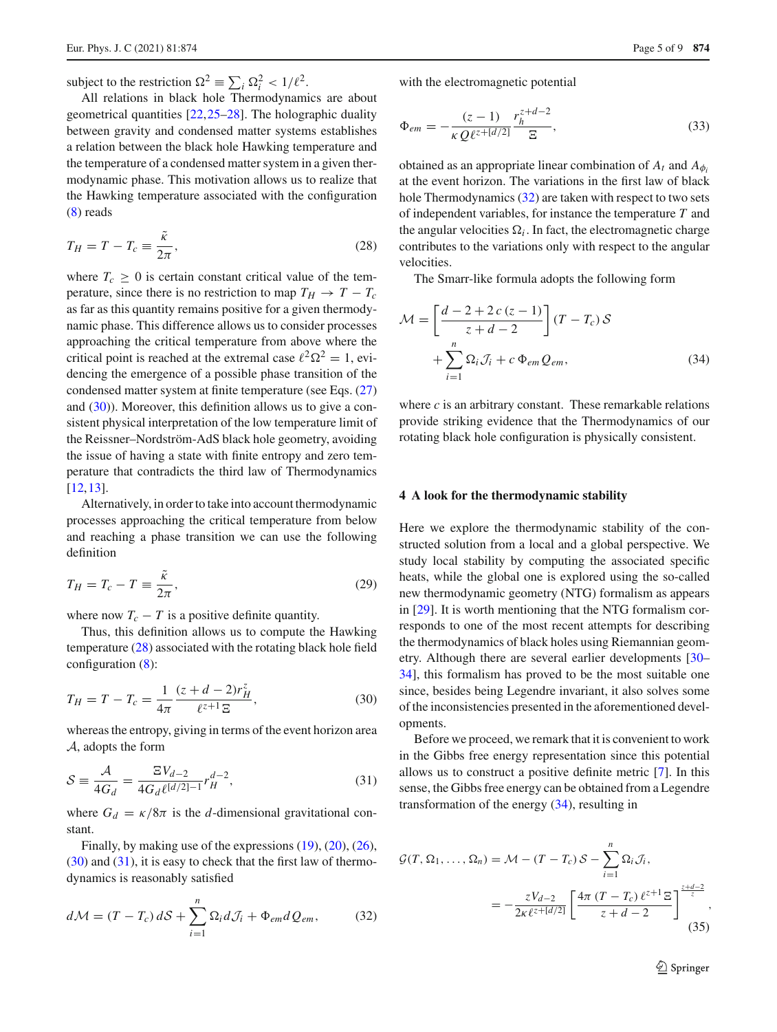subject to the restriction $\Omega^2 \equiv \sum_i \Omega_i^2 < 1/\ell^2$.

All relations in black hole Thermodynamics are about geometrical quantities [22,25–28]. The holographic duality between gravity and condensed matter systems establishes a relation between the black hole Hawking temperature and the temperature of a condensed matter system in a given thermodynamic phase. This motivation allows us to realize that the Hawking temperature associated with the configuration (8) reads

$$T_H = T - T_c \equiv \frac{\tilde{\kappa}}{2\pi}, \tag{28}$$

where $T_c \geq 0$ is certain constant critical value of the temperature, since there is no restriction to map $T_H \rightarrow T - T_c$ as far as this quantity remains positive for a given thermodynamic phase. This difference allows us to consider processes approaching the critical temperature from above where the critical point is reached at the extremal case $\ell^2\Omega^2 = 1$, evidencing the emergence of a possible phase transition of the condensed matter system at finite temperature (see Eqs. (27) and (30)). Moreover, this definition allows us to give a consistent physical interpretation of the low temperature limit of the Reissner–Nordström-AdS black hole geometry, avoiding the issue of having a state with finite entropy and zero temperature that contradicts the third law of Thermodynamics [12,13].

Alternatively, in order to take into account thermodynamic processes approaching the critical temperature from below and reaching a phase transition we can use the following definition

$$T_H = T_c - T \equiv \frac{\tilde{\kappa}}{2\pi}, \tag{29}$$

where now $T_c - T$ is a positive definite quantity.

Thus, this definition allows us to compute the Hawking temperature (28) associated with the rotating black hole field configuration (8):

$$T_H = T - T_c = \frac{1}{4\pi}\frac{(z+d-2)r_H^z}{\ell^{z+1}\,\Xi}, \tag{30}$$

whereas the entropy, giving in terms of the event horizon area $\mathcal{A}$, adopts the form

$$\mathcal{S} \equiv \frac{\mathcal{A}}{4G_d} = \frac{\Xi V_{d-2}}{4G_d\,\ell^{\lfloor d/2\rfloor - 1}} r_H^{d-2}, \tag{31}$$

where $G_d = \kappa/8\pi$ is the $d$-dimensional gravitational constant.

Finally, by making use of the expressions (19), (20), (26), (30) and (31), it is easy to check that the first law of thermodynamics is reasonably satisfied

$$d\mathcal{M} = (T - T_c)\,d\mathcal{S} + \sum_{i=1}^{n}\Omega_i\,d\mathcal{J}_i + \Phi_{em}\,d Q_{em}, \tag{32}$$

with the electromagnetic potential

$$\Phi_{em} = -\frac{(z-1)}{\kappa\, Q\,\ell^{z+\lfloor d/2\rfloor}}\frac{r_h^{z+d-2}}{\Xi}, \tag{33}$$

obtained as an appropriate linear combination of $A_t$ and $A_{\phi_i}$ at the event horizon. The variations in the first law of black hole Thermodynamics (32) are taken with respect to two sets of independent variables, for instance the temperature $T$ and the angular velocities $\Omega_i$. In fact, the electromagnetic charge contributes to the variations only with respect to the angular velocities.

The Smarr-like formula adopts the following form

$$\mathcal{M} = \left[\frac{d-2+2\,c\,(z-1)}{z+d-2}\right](T - T_c)\,\mathcal{S} + \sum_{i=1}^{n}\Omega_i\mathcal{J}_i + c\,\Phi_{em}\,Q_{em}, \tag{34}$$

where $c$ is an arbitrary constant. These remarkable relations provide striking evidence that the Thermodynamics of our rotating black hole configuration is physically consistent.

## 4 A look for the thermodynamic stability

Here we explore the thermodynamic stability of the constructed solution from a local and a global perspective. We study local stability by computing the associated specific heats, while the global one is explored using the so-called new thermodynamic geometry (NTG) formalism as appears in [29]. It is worth mentioning that the NTG formalism corresponds to one of the most recent attempts for describing the thermodynamics of black holes using Riemannian geometry. Although there are several earlier developments [30–34], this formalism has proved to be the most suitable one since, besides being Legendre invariant, it also solves some of the inconsistencies presented in the aforementioned developments.

Before we proceed, we remark that it is convenient to work in the Gibbs free energy representation since this potential allows us to construct a positive definite metric [7]. In this sense, the Gibbs free energy can be obtained from a Legendre transformation of the energy (34), resulting in

$$\begin{aligned}\mathcal{G}(T, \Omega_1, \ldots, \Omega_n) &= \mathcal{M} - (T - T_c)\,\mathcal{S} - \sum_{i=1}^{n}\Omega_i\mathcal{J}_i,\\ &= -\frac{zV_{d-2}}{2\kappa\,\ell^{z+\lfloor d/2\rfloor}}\left[\frac{4\pi\,(T - T_c)\,\ell^{z+1}\,\Xi}{z+d-2}\right]^{\frac{z+d-2}{z}},\end{aligned} \tag{35}$$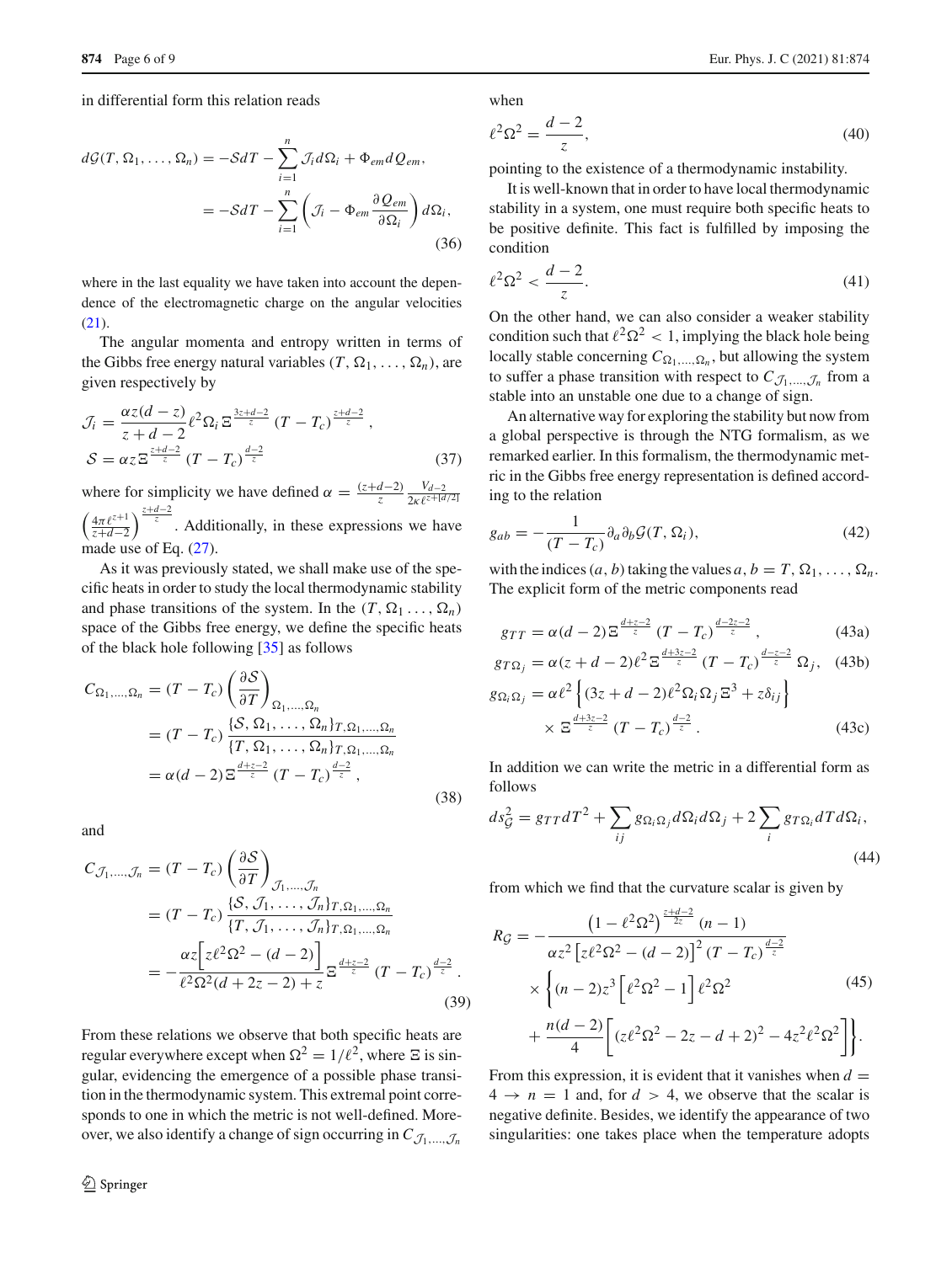in differential form this relation reads

$$
\begin{aligned}
d\mathcal{G}(T,\Omega_1,\ldots,\Omega_n) &= -\mathcal{S}dT - \sum_{i=1}^{n}\mathcal{J}_i d\Omega_i + \Phi_{em} dQ_{em},\\
&= -\mathcal{S}dT - \sum_{i=1}^{n}\left(\mathcal{J}_i - \Phi_{em}\frac{\partial Q_{em}}{\partial \Omega_i}\right)d\Omega_i,
\end{aligned}
\tag{36}
$$

where in the last equality we have taken into account the dependence of the electromagnetic charge on the angular velocities (21).

The angular momenta and entropy written in terms of the Gibbs free energy natural variables $(T,\Omega_1,\ldots,\Omega_n)$, are given respectively by

$$
\begin{aligned}
\mathcal{J}_i &= \frac{\alpha z(d-z)}{z+d-2}\ell^2\Omega_i\,\Xi^{\frac{3z+d-2}{z}}\,(T-T_c)^{\frac{z+d-2}{z}},\\
\mathcal{S} &= \alpha z\,\Xi^{\frac{z+d-2}{z}}\,(T-T_c)^{\frac{d-2}{z}}
\end{aligned}
\tag{37}
$$

where for simplicity we have defined $\alpha = \frac{(z+d-2)}{z}\frac{V_{d-2}}{2\kappa\ell^{z+\lfloor d/2\rfloor}}\left(\frac{4\pi\ell^{z+1}}{z+d-2}\right)^{\frac{z+d-2}{z}}$. Additionally, in these expressions we have made use of Eq. (27).

As it was previously stated, we shall make use of the specific heats in order to study the local thermodynamic stability and phase transitions of the system. In the $(T,\Omega_1\ldots,\Omega_n)$ space of the Gibbs free energy, we define the specific heats of the black hole following [35] as follows

$$
\begin{aligned}
C_{\Omega_1,\ldots,\Omega_n} &= (T-T_c)\left(\frac{\partial\mathcal{S}}{\partial T}\right)_{\Omega_1,\ldots,\Omega_n}\\
&= (T-T_c)\frac{\{\mathcal{S},\Omega_1,\ldots,\Omega_n\}_{T,\Omega_1,\ldots,\Omega_n}}{\{T,\Omega_1,\ldots,\Omega_n\}_{T,\Omega_1,\ldots,\Omega_n}}\\
&= \alpha(d-2)\,\Xi^{\frac{d+z-2}{z}}\,(T-T_c)^{\frac{d-2}{z}},
\end{aligned}
\tag{38}
$$

and

$$
\begin{aligned}
C_{\mathcal{J}_1,\ldots,\mathcal{J}_n} &= (T-T_c)\left(\frac{\partial\mathcal{S}}{\partial T}\right)_{\mathcal{J}_1,\ldots,\mathcal{J}_n}\\
&= (T-T_c)\frac{\{\mathcal{S},\mathcal{J}_1,\ldots,\mathcal{J}_n\}_{T,\Omega_1,\ldots,\Omega_n}}{\{T,\mathcal{J}_1,\ldots,\mathcal{J}_n\}_{T,\Omega_1,\ldots,\Omega_n}}\\
&= -\frac{\alpha z\left[z\ell^2\Omega^2-(d-2)\right]}{\ell^2\Omega^2(d+2z-2)+z}\,\Xi^{\frac{d+z-2}{z}}\,(T-T_c)^{\frac{d-2}{z}}.
\end{aligned}
\tag{39}
$$

From these relations we observe that both specific heats are regular everywhere except when $\Omega^2 = 1/\ell^2$, where $\Xi$ is singular, evidencing the emergence of a possible phase transition in the thermodynamic system. This extremal point corresponds to one in which the metric is not well-defined. Moreover, we also identify a change of sign occurring in $C_{\mathcal{J}_1,\ldots,\mathcal{J}_n}$ when

$$
\ell^2\Omega^2 = \frac{d-2}{z},
\tag{40}
$$

pointing to the existence of a thermodynamic instability.

It is well-known that in order to have local thermodynamic stability in a system, one must require both specific heats to be positive definite. This fact is fulfilled by imposing the condition

$$
\ell^2\Omega^2 < \frac{d-2}{z}.
\tag{41}
$$

On the other hand, we can also consider a weaker stability condition such that $\ell^2\Omega^2 < 1$, implying the black hole being locally stable concerning $C_{\Omega_1,\ldots,\Omega_n}$, but allowing the system to suffer a phase transition with respect to $C_{\mathcal{J}_1,\ldots,\mathcal{J}_n}$ from a stable into an unstable one due to a change of sign.

An alternative way for exploring the stability but now from a global perspective is through the NTG formalism, as we remarked earlier. In this formalism, the thermodynamic metric in the Gibbs free energy representation is defined according to the relation

$$
g_{ab} = -\frac{1}{(T-T_c)}\partial_a\partial_b\mathcal{G}(T,\Omega_i),
\tag{42}
$$

with the indices $(a,b)$ taking the values $a,b = T,\Omega_1,\ldots,\Omega_n$. The explicit form of the metric components read

$$
g_{TT} = \alpha(d-2)\,\Xi^{\frac{d+z-2}{z}}\,(T-T_c)^{\frac{d-2z-2}{z}},
\tag{43a}
$$

$$
g_{T\Omega_j} = \alpha(z+d-2)\ell^2\,\Xi^{\frac{d+3z-2}{z}}\,(T-T_c)^{\frac{d-z-2}{z}}\,\Omega_j,
\tag{43b}
$$

$$
g_{\Omega_i\Omega_j} = \alpha\ell^2\left\{(3z+d-2)\ell^2\Omega_i\Omega_j\,\Xi^3 + z\delta_{ij}\right\}\times\Xi^{\frac{d+3z-2}{z}}\,(T-T_c)^{\frac{d-2}{z}}.
\tag{43c}
$$

In addition we can write the metric in a differential form as follows

$$
ds^2_{\mathcal{G}} = g_{TT}dT^2 + \sum_{ij} g_{\Omega_i\Omega_j}d\Omega_i d\Omega_j + 2\sum_i g_{T\Omega_i}dTd\Omega_i,
\tag{44}
$$

from which we find that the curvature scalar is given by

$$
\begin{aligned}
R_{\mathcal{G}} = &-\frac{\left(1-\ell^2\Omega^2\right)^{\frac{z+d-2}{2z}}(n-1)}{\alpha z^2\left[z\ell^2\Omega^2-(d-2)\right]^2(T-T_c)^{\frac{d-2}{z}}}\\
&\times\left\{(n-2)z^3\left[\ell^2\Omega^2-1\right]\ell^2\Omega^2\right.\\
&\left.+\frac{n(d-2)}{4}\left[(z\ell^2\Omega^2-2z-d+2)^2-4z^2\ell^2\Omega^2\right]\right\}.
\end{aligned}
\tag{45}
$$

From this expression, it is evident that it vanishes when $d = 4 \to n = 1$ and, for $d > 4$, we observe that the scalar is negative definite. Besides, we identify the appearance of two singularities: one takes place when the temperature adopts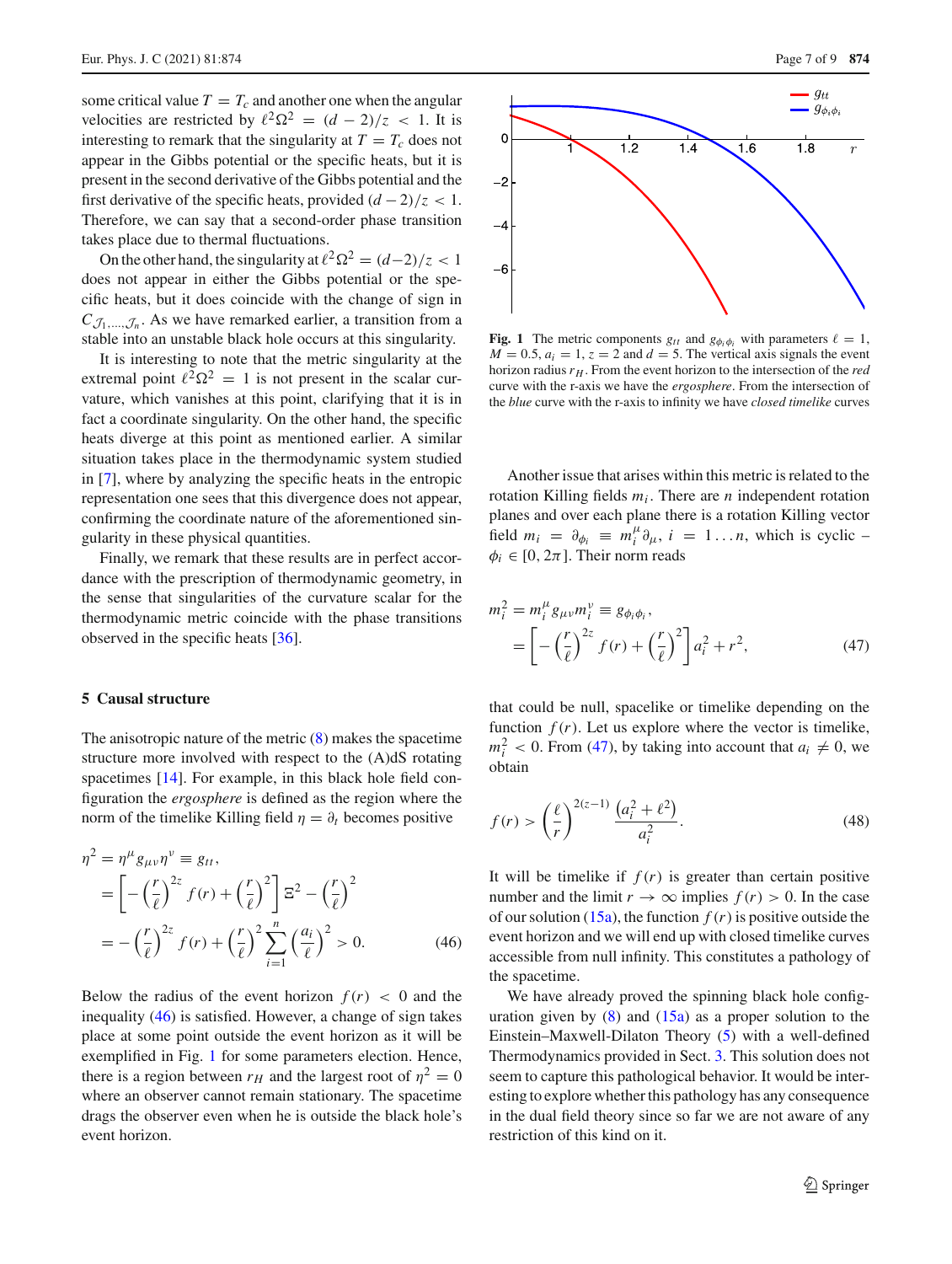some critical value $T = T_c$ and another one when the angular velocities are restricted by $\ell^2\Omega^2 = (d-2)/z < 1$. It is interesting to remark that the singularity at $T = T_c$ does not appear in the Gibbs potential or the specific heats, but it is present in the second derivative of the Gibbs potential and the first derivative of the specific heats, provided $(d-2)/z < 1$. Therefore, we can say that a second-order phase transition takes place due to thermal fluctuations.

On the other hand, the singularity at $\ell^2\Omega^2 = (d-2)/z < 1$ does not appear in either the Gibbs potential or the specific heats, but it does coincide with the change of sign in $C_{\mathcal{J}_1,\ldots,\mathcal{J}_n}$. As we have remarked earlier, a transition from a stable into an unstable black hole occurs at this singularity.

It is interesting to note that the metric singularity at the extremal point $\ell^2\Omega^2 = 1$ is not present in the scalar curvature, which vanishes at this point, clarifying that it is in fact a coordinate singularity. On the other hand, the specific heats diverge at this point as mentioned earlier. A similar situation takes place in the thermodynamic system studied in [7], where by analyzing the specific heats in the entropic representation one sees that this divergence does not appear, confirming the coordinate nature of the aforementioned singularity in these physical quantities.

Finally, we remark that these results are in perfect accordance with the prescription of thermodynamic geometry, in the sense that singularities of the curvature scalar for the thermodynamic metric coincide with the phase transitions observed in the specific heats [36].

## 5 Causal structure

The anisotropic nature of the metric (8) makes the spacetime structure more involved with respect to the (A)dS rotating spacetimes [14]. For example, in this black hole field configuration the *ergosphere* is defined as the region where the norm of the timelike Killing field $\eta = \partial_t$ becomes positive

$$
\begin{aligned}
\eta^2 &= \eta^\mu g_{\mu\nu}\eta^\nu \equiv g_{tt}, \\
&= \left[-\left(\frac{r}{\ell}\right)^{2z} f(r) + \left(\frac{r}{\ell}\right)^2\right]\Xi^2 - \left(\frac{r}{\ell}\right)^2 \\
&= -\left(\frac{r}{\ell}\right)^{2z} f(r) + \left(\frac{r}{\ell}\right)^2 \sum_{i=1}^{n}\left(\frac{a_i}{\ell}\right)^2 > 0. \qquad (46)
\end{aligned}
$$

Below the radius of the event horizon $f(r) < 0$ and the inequality (46) is satisfied. However, a change of sign takes place at some point outside the event horizon as it will be exemplified in Fig. 1 for some parameters election. Hence, there is a region between $r_H$ and the largest root of $\eta^2 = 0$ where an observer cannot remain stationary. The spacetime drags the observer even when he is outside the black hole's event horizon.

**Fig. 1** The metric components $g_{tt}$ and $g_{\phi_i\phi_i}$ with parameters $\ell = 1$, $M = 0.5$, $a_i = 1$, $z = 2$ and $d = 5$. The vertical axis signals the event horizon radius $r_H$. From the event horizon to the intersection of the *red* curve with the r-axis we have the *ergosphere*. From the intersection of the *blue* curve with the r-axis to infinity we have *closed timelike* curves

Another issue that arises within this metric is related to the rotation Killing fields $m_i$. There are $n$ independent rotation planes and over each plane there is a rotation Killing vector field $m_i = \partial_{\phi_i} \equiv m_i^\mu \partial_\mu$, $i = 1 \ldots n$, which is cyclic – $\phi_i \in [0, 2\pi]$. Their norm reads

$$
\begin{aligned}
m_i^2 &= m_i^\mu g_{\mu\nu} m_i^\nu \equiv g_{\phi_i\phi_i}, \\
&= \left[-\left(\frac{r}{\ell}\right)^{2z} f(r) + \left(\frac{r}{\ell}\right)^2\right] a_i^2 + r^2, \qquad (47)
\end{aligned}
$$

that could be null, spacelike or timelike depending on the function $f(r)$. Let us explore where the vector is timelike, $m_i^2 < 0$. From (47), by taking into account that $a_i \neq 0$, we obtain

$$
f(r) > \left(\frac{\ell}{r}\right)^{2(z-1)} \frac{\left(a_i^2 + \ell^2\right)}{a_i^2}. \qquad (48)
$$

It will be timelike if $f(r)$ is greater than certain positive number and the limit $r \to \infty$ implies $f(r) > 0$. In the case of our solution (15a), the function $f(r)$ is positive outside the event horizon and we will end up with closed timelike curves accessible from null infinity. This constitutes a pathology of the spacetime.

We have already proved the spinning black hole configuration given by (8) and (15a) as a proper solution to the Einstein–Maxwell-Dilaton Theory (5) with a well-defined Thermodynamics provided in Sect. 3. This solution does not seem to capture this pathological behavior. It would be interesting to explore whether this pathology has any consequence in the dual field theory since so far we are not aware of any restriction of this kind on it.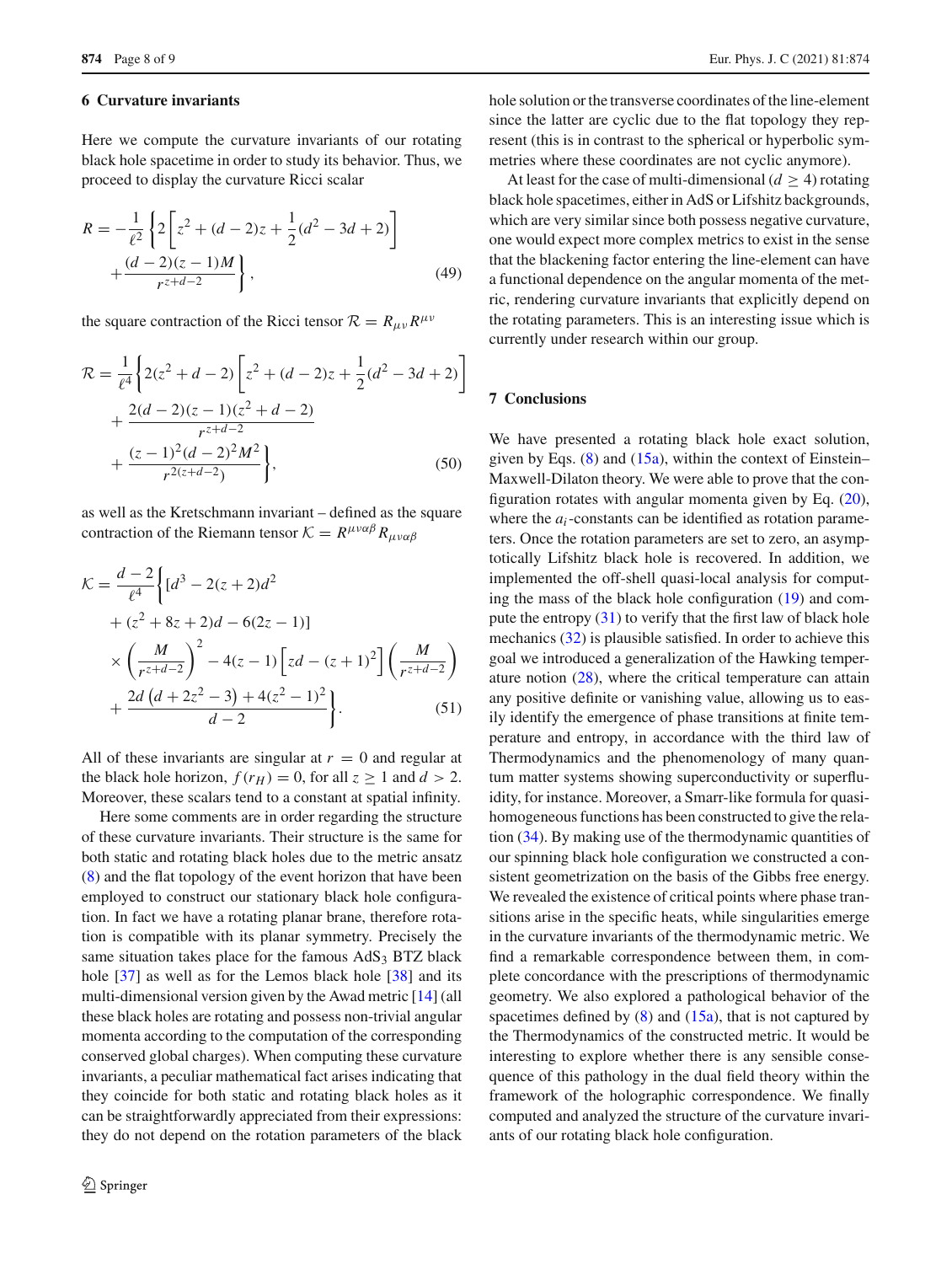## 6 Curvature invariants

Here we compute the curvature invariants of our rotating black hole spacetime in order to study its behavior. Thus, we proceed to display the curvature Ricci scalar

$$R = -\frac{1}{\ell^2}\left\{2\left[z^2 + (d-2)z + \frac{1}{2}(d^2 - 3d + 2)\right] + \frac{(d-2)(z-1)M}{r^{z+d-2}}\right\}, \tag{49}$$

the square contraction of the Ricci tensor $\mathcal{R} = R_{\mu\nu}R^{\mu\nu}$

$$\mathcal{R} = \frac{1}{\ell^4}\left\{2(z^2 + d - 2)\left[z^2 + (d-2)z + \frac{1}{2}(d^2 - 3d + 2)\right] + \frac{2(d-2)(z-1)(z^2 + d - 2)}{r^{z+d-2}} + \frac{(z-1)^2(d-2)^2M^2}{r^{2(z+d-2)}}\right\}, \tag{50}$$

as well as the Kretschmann invariant – defined as the square contraction of the Riemann tensor $\mathcal{K} = R^{\mu\nu\alpha\beta}R_{\mu\nu\alpha\beta}$

$$\mathcal{K} = \frac{d-2}{\ell^4}\left\{[d^3 - 2(z+2)d^2 + (z^2 + 8z + 2)d - 6(2z-1)] \times \left(\frac{M}{r^{z+d-2}}\right)^2 - 4(z-1)\left[zd - (z+1)^2\right]\left(\frac{M}{r^{z+d-2}}\right) + \frac{2d\left(d + 2z^2 - 3\right) + 4(z^2 - 1)^2}{d-2}\right\}. \tag{51}$$

All of these invariants are singular at $r = 0$ and regular at the black hole horizon, $f(r_H) = 0$, for all $z \geq 1$ and $d > 2$. Moreover, these scalars tend to a constant at spatial infinity.

Here some comments are in order regarding the structure of these curvature invariants. Their structure is the same for both static and rotating black holes due to the metric ansatz (8) and the flat topology of the event horizon that have been employed to construct our stationary black hole configuration. In fact we have a rotating planar brane, therefore rotation is compatible with its planar symmetry. Precisely the same situation takes place for the famous $\text{AdS}_3$ BTZ black hole [37] as well as for the Lemos black hole [38] and its multi-dimensional version given by the Awad metric [14] (all these black holes are rotating and possess non-trivial angular momenta according to the computation of the corresponding conserved global charges). When computing these curvature invariants, a peculiar mathematical fact arises indicating that they coincide for both static and rotating black holes as it can be straightforwardly appreciated from their expressions: they do not depend on the rotation parameters of the black hole solution or the transverse coordinates of the line-element since the latter are cyclic due to the flat topology they represent (this is in contrast to the spherical or hyperbolic symmetries where these coordinates are not cyclic anymore).

At least for the case of multi-dimensional ($d \geq 4$) rotating black hole spacetimes, either in AdS or Lifshitz backgrounds, which are very similar since both possess negative curvature, one would expect more complex metrics to exist in the sense that the blackening factor entering the line-element can have a functional dependence on the angular momenta of the metric, rendering curvature invariants that explicitly depend on the rotating parameters. This is an interesting issue which is currently under research within our group.

## 7 Conclusions

We have presented a rotating black hole exact solution, given by Eqs. (8) and (15a), within the context of Einstein–Maxwell-Dilaton theory. We were able to prove that the configuration rotates with angular momenta given by Eq. (20), where the $a_i$-constants can be identified as rotation parameters. Once the rotation parameters are set to zero, an asymptotically Lifshitz black hole is recovered. In addition, we implemented the off-shell quasi-local analysis for computing the mass of the black hole configuration (19) and compute the entropy (31) to verify that the first law of black hole mechanics (32) is plausible satisfied. In order to achieve this goal we introduced a generalization of the Hawking temperature notion (28), where the critical temperature can attain any positive definite or vanishing value, allowing us to easily identify the emergence of phase transitions at finite temperature and entropy, in accordance with the third law of Thermodynamics and the phenomenology of many quantum matter systems showing superconductivity or superfluidity, for instance. Moreover, a Smarr-like formula for quasi-homogeneous functions has been constructed to give the relation (34). By making use of the thermodynamic quantities of our spinning black hole configuration we constructed a consistent geometrization on the basis of the Gibbs free energy. We revealed the existence of critical points where phase transitions arise in the specific heats, while singularities emerge in the curvature invariants of the thermodynamic metric. We find a remarkable correspondence between them, in complete concordance with the prescriptions of thermodynamic geometry. We also explored a pathological behavior of the spacetimes defined by (8) and (15a), that is not captured by the Thermodynamics of the constructed metric. It would be interesting to explore whether there is any sensible consequence of this pathology in the dual field theory within the framework of the holographic correspondence. We finally computed and analyzed the structure of the curvature invariants of our rotating black hole configuration.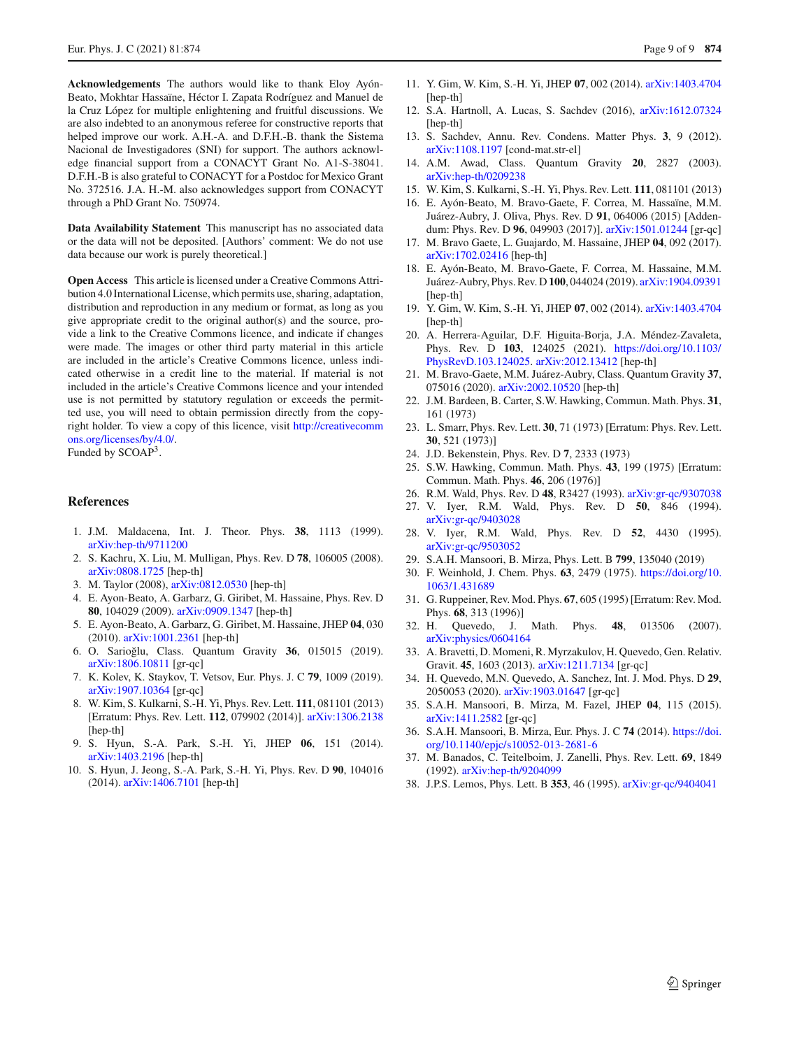**Acknowledgements** The authors would like to thank Eloy Ayón-Beato, Mokhtar Hassaïne, Héctor I. Zapata Rodríguez and Manuel de la Cruz López for multiple enlightening and fruitful discussions. We are also indebted to an anonymous referee for constructive reports that helped improve our work. A.H.-A. and D.F.H.-B. thank the Sistema Nacional de Investigadores (SNI) for support. The authors acknowledge financial support from a CONACYT Grant No. A1-S-38041. D.F.H.-B is also grateful to CONACYT for a Postdoc for Mexico Grant No. 372516. J.A. H.-M. also acknowledges support from CONACYT through a PhD Grant No. 750974.

**Data Availability Statement** This manuscript has no associated data or the data will not be deposited. [Authors' comment: We do not use data because our work is purely theoretical.]

**Open Access** This article is licensed under a Creative Commons Attribution 4.0 International License, which permits use, sharing, adaptation, distribution and reproduction in any medium or format, as long as you give appropriate credit to the original author(s) and the source, provide a link to the Creative Commons licence, and indicate if changes were made. The images or other third party material in this article are included in the article's Creative Commons licence, unless indicated otherwise in a credit line to the material. If material is not included in the article's Creative Commons licence and your intended use is not permitted by statutory regulation or exceeds the permitted use, you will need to obtain permission directly from the copyright holder. To view a copy of this licence, visit http://creativecommons.org/licenses/by/4.0/.
Funded by SCOAP[3].

## References

1. J.M. Maldacena, Int. J. Theor. Phys. **38**, 1113 (1999). arXiv:hep-th/9711200
2. S. Kachru, X. Liu, M. Mulligan, Phys. Rev. D **78**, 106005 (2008). arXiv:0808.1725 [hep-th]
3. M. Taylor (2008), arXiv:0812.0530 [hep-th]
4. E. Ayon-Beato, A. Garbarz, G. Giribet, M. Hassaine, Phys. Rev. D **80**, 104029 (2009). arXiv:0909.1347 [hep-th]
5. E. Ayon-Beato, A. Garbarz, G. Giribet, M. Hassaine, JHEP **04**, 030 (2010). arXiv:1001.2361 [hep-th]
6. O. Sarioğlu, Class. Quantum Gravity **36**, 015015 (2019). arXiv:1806.10811 [gr-qc]
7. K. Kolev, K. Staykov, T. Vetsov, Eur. Phys. J. C **79**, 1009 (2019). arXiv:1907.10364 [gr-qc]
8. W. Kim, S. Kulkarni, S.-H. Yi, Phys. Rev. Lett. **111**, 081101 (2013) [Erratum: Phys. Rev. Lett. **112**, 079902 (2014)]. arXiv:1306.2138 [hep-th]
9. S. Hyun, S.-A. Park, S.-H. Yi, JHEP **06**, 151 (2014). arXiv:1403.2196 [hep-th]
10. S. Hyun, J. Jeong, S.-A. Park, S.-H. Yi, Phys. Rev. D **90**, 104016 (2014). arXiv:1406.7101 [hep-th]
11. Y. Gim, W. Kim, S.-H. Yi, JHEP **07**, 002 (2014). arXiv:1403.4704 [hep-th]
12. S.A. Hartnoll, A. Lucas, S. Sachdev (2016), arXiv:1612.07324 [hep-th]
13. S. Sachdev, Annu. Rev. Condens. Matter Phys. **3**, 9 (2012). arXiv:1108.1197 [cond-mat.str-el]
14. A.M. Awad, Class. Quantum Gravity **20**, 2827 (2003). arXiv:hep-th/0209238
15. W. Kim, S. Kulkarni, S.-H. Yi, Phys. Rev. Lett. **111**, 081101 (2013)
16. E. Ayón-Beato, M. Bravo-Gaete, F. Correa, M. Hassaïne, M.M. Juárez-Aubry, J. Oliva, Phys. Rev. D **91**, 064006 (2015) [Addendum: Phys. Rev. D **96**, 049903 (2017)]. arXiv:1501.01244 [gr-qc]
17. M. Bravo Gaete, L. Guajardo, M. Hassaine, JHEP **04**, 092 (2017). arXiv:1702.02416 [hep-th]
18. E. Ayón-Beato, M. Bravo-Gaete, F. Correa, M. Hassaine, M.M. Juárez-Aubry, Phys. Rev. D **100**, 044024 (2019). arXiv:1904.09391 [hep-th]
19. Y. Gim, W. Kim, S.-H. Yi, JHEP **07**, 002 (2014). arXiv:1403.4704 [hep-th]
20. A. Herrera-Aguilar, D.F. Higuita-Borja, J.A. Méndez-Zavaleta, Phys. Rev. D **103**, 124025 (2021). https://doi.org/10.1103/PhysRevD.103.124025. arXiv:2012.13412 [hep-th]
21. M. Bravo-Gaete, M.M. Juárez-Aubry, Class. Quantum Gravity **37**, 075016 (2020). arXiv:2002.10520 [hep-th]
22. J.M. Bardeen, B. Carter, S.W. Hawking, Commun. Math. Phys. **31**, 161 (1973)
23. L. Smarr, Phys. Rev. Lett. **30**, 71 (1973) [Erratum: Phys. Rev. Lett. **30**, 521 (1973)]
24. J.D. Bekenstein, Phys. Rev. D **7**, 2333 (1973)
25. S.W. Hawking, Commun. Math. Phys. **43**, 199 (1975) [Erratum: Commun. Math. Phys. **46**, 206 (1976)]
26. R.M. Wald, Phys. Rev. D **48**, R3427 (1993). arXiv:gr-qc/9307038
27. V. Iyer, R.M. Wald, Phys. Rev. D **50**, 846 (1994). arXiv:gr-qc/9403028
28. V. Iyer, R.M. Wald, Phys. Rev. D **52**, 4430 (1995). arXiv:gr-qc/9503052
29. S.A.H. Mansoori, B. Mirza, Phys. Lett. B **799**, 135040 (2019)
30. F. Weinhold, J. Chem. Phys. **63**, 2479 (1975). https://doi.org/10.1063/1.431689
31. G. Ruppeiner, Rev. Mod. Phys. **67**, 605 (1995) [Erratum: Rev. Mod. Phys. **68**, 313 (1996)]
32. H. Quevedo, J. Math. Phys. **48**, 013506 (2007). arXiv:physics/0604164
33. A. Bravetti, D. Momeni, R. Myrzakulov, H. Quevedo, Gen. Relativ. Gravit. **45**, 1603 (2013). arXiv:1211.7134 [gr-qc]
34. H. Quevedo, M.N. Quevedo, A. Sanchez, Int. J. Mod. Phys. D **29**, 2050053 (2020). arXiv:1903.01647 [gr-qc]
35. S.A.H. Mansoori, B. Mirza, M. Fazel, JHEP **04**, 115 (2015). arXiv:1411.2582 [gr-qc]
36. S.A.H. Mansoori, B. Mirza, Eur. Phys. J. C **74** (2014). https://doi.org/10.1140/epjc/s10052-013-2681-6
37. M. Banados, C. Teitelboim, J. Zanelli, Phys. Rev. Lett. **69**, 1849 (1992). arXiv:hep-th/9204099
38. J.P.S. Lemos, Phys. Lett. B **353**, 46 (1995). arXiv:gr-qc/9404041